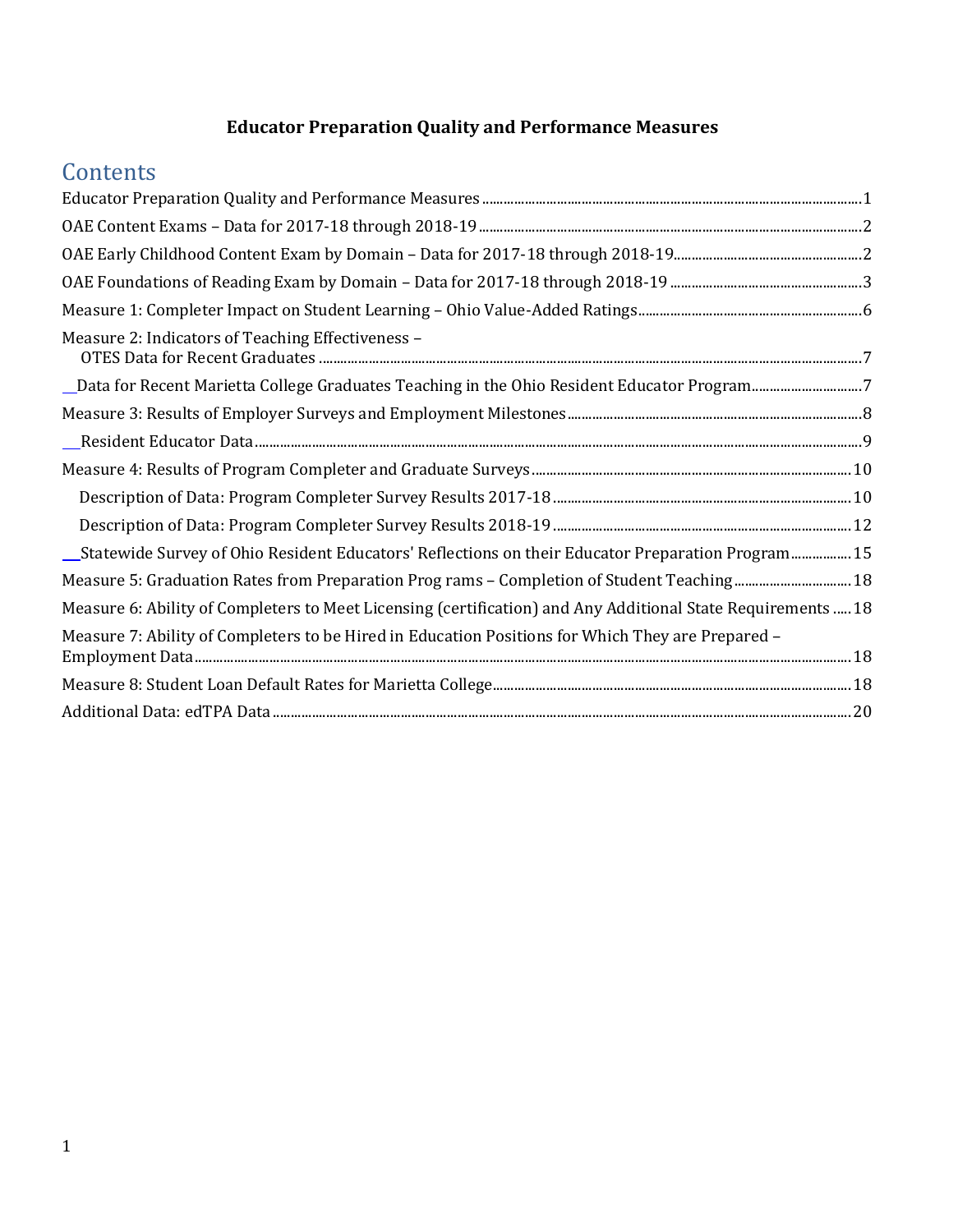**Educator Preparation Quality and Performance Measures**

# Contents

Educator Preparation Quality and Performance Measures ........ 1

OAE Content Exams – Data for 2017-18 through 2018-19 ........ 2

OAE Early Childhood Content Exam by Domain – Data for 2017-18 through 2018-19 ........ 2

OAE Foundations of Reading Exam by Domain – Data for 2017-18 through 2018-19 ........ 3

Measure 1: Completer Impact on Student Learning – Ohio Value-Added Ratings ........ 6

Measure 2: Indicators of Teaching Effectiveness – OTES Data for Recent Graduates ........ 7

Data for Recent Marietta College Graduates Teaching in the Ohio Resident Educator Program ........ 7

Measure 3: Results of Employer Surveys and Employment Milestones ........ 8

Resident Educator Data ........ 9

Measure 4: Results of Program Completer and Graduate Surveys ........ 10

- Description of Data: Program Completer Survey Results 2017-18 ........ 10
- Description of Data: Program Completer Survey Results 2018-19 ........ 12

Statewide Survey of Ohio Resident Educators' Reflections on their Educator Preparation Program ........ 15

Measure 5: Graduation Rates from Preparation Prog rams – Completion of Student Teaching ........ 18

Measure 6: Ability of Completers to Meet Licensing (certification) and Any Additional State Requirements ........ 18

Measure 7: Ability of Completers to be Hired in Education Positions for Which They are Prepared – Employment Data ........ 18

Measure 8: Student Loan Default Rates for Marietta College ........ 18

Additional Data: edTPA Data ........ 20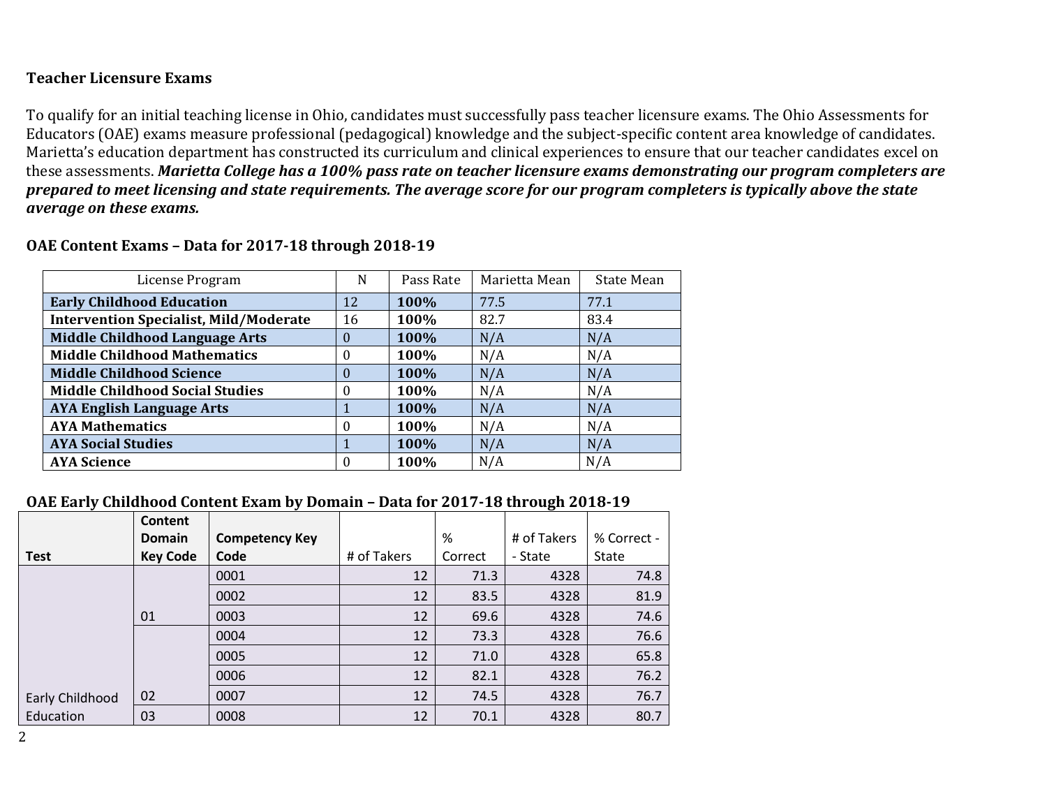## Teacher Licensure Exams

To qualify for an initial teaching license in Ohio, candidates must successfully pass teacher licensure exams. The Ohio Assessments for Educators (OAE) exams measure professional (pedagogical) knowledge and the subject-specific content area knowledge of candidates. Marietta's education department has constructed its curriculum and clinical experiences to ensure that our teacher candidates excel on these assessments. ***Marietta College has a 100% pass rate on teacher licensure exams demonstrating our program completers are prepared to meet licensing and state requirements. The average score for our program completers is typically above the state average on these exams.***

### OAE Content Exams – Data for 2017-18 through 2018-19

| License Program | N | Pass Rate | Marietta Mean | State Mean |
|---|---|---|---|---|
| **Early Childhood Education** | 12 | **100%** | 77.5 | 77.1 |
| **Intervention Specialist, Mild/Moderate** | 16 | **100%** | 82.7 | 83.4 |
| **Middle Childhood Language Arts** | 0 | **100%** | N/A | N/A |
| **Middle Childhood Mathematics** | 0 | **100%** | N/A | N/A |
| **Middle Childhood Science** | 0 | **100%** | N/A | N/A |
| **Middle Childhood Social Studies** | 0 | **100%** | N/A | N/A |
| **AYA English Language Arts** | 1 | **100%** | N/A | N/A |
| **AYA Mathematics** | 0 | **100%** | N/A | N/A |
| **AYA Social Studies** | 1 | **100%** | N/A | N/A |
| **AYA Science** | 0 | **100%** | N/A | N/A |

### OAE Early Childhood Content Exam by Domain – Data for 2017-18 through 2018-19

| Test | Content Domain Key Code | Competency Key Code | # of Takers | % Correct | # of Takers - State | % Correct - State |
|---|---|---|---|---|---|---|
| Early Childhood Education | 01 | 0001 | 12 | 71.3 | 4328 | 74.8 |
| | | 0002 | 12 | 83.5 | 4328 | 81.9 |
| | | 0003 | 12 | 69.6 | 4328 | 74.6 |
| | 02 | 0004 | 12 | 73.3 | 4328 | 76.6 |
| | | 0005 | 12 | 71.0 | 4328 | 65.8 |
| | | 0006 | 12 | 82.1 | 4328 | 76.2 |
| | | 0007 | 12 | 74.5 | 4328 | 76.7 |
| | 03 | 0008 | 12 | 70.1 | 4328 | 80.7 |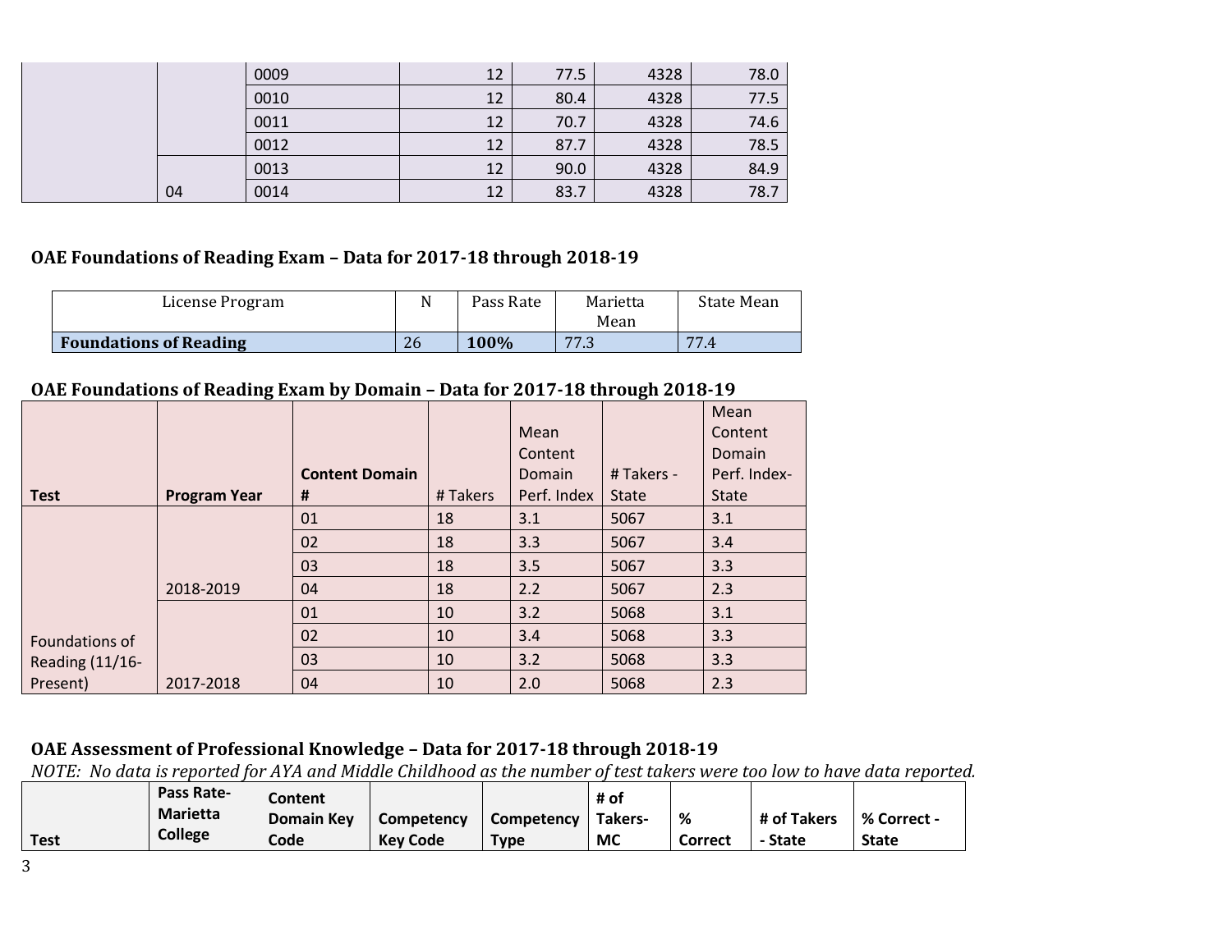| | | 0009 | 12 | 77.5 | 4328 | 78.0 |
|---|---|---|---|---|---|---|
| | | 0010 | 12 | 80.4 | 4328 | 77.5 |
| | | 0011 | 12 | 70.7 | 4328 | 74.6 |
| | | 0012 | 12 | 87.7 | 4328 | 78.5 |
| | | 0013 | 12 | 90.0 | 4328 | 84.9 |
| | 04 | 0014 | 12 | 83.7 | 4328 | 78.7 |

### OAE Foundations of Reading Exam – Data for 2017-18 through 2018-19

| License Program | N | Pass Rate | Marietta Mean | State Mean |
|---|---|---|---|---|
| **Foundations of Reading** | 26 | **100%** | 77.3 | 77.4 |

### OAE Foundations of Reading Exam by Domain – Data for 2017-18 through 2018-19

| Test | Program Year | Content Domain # | # Takers | Mean Content Domain Perf. Index | # Takers - State | Mean Content Domain Perf. Index- State |
|---|---|---|---|---|---|---|
| Foundations of Reading (11/16-Present) | 2018-2019 | 01 | 18 | 3.1 | 5067 | 3.1 |
| | | 02 | 18 | 3.3 | 5067 | 3.4 |
| | | 03 | 18 | 3.5 | 5067 | 3.3 |
| | | 04 | 18 | 2.2 | 5067 | 2.3 |
| | 2017-2018 | 01 | 10 | 3.2 | 5068 | 3.1 |
| | | 02 | 10 | 3.4 | 5068 | 3.3 |
| | | 03 | 10 | 3.2 | 5068 | 3.3 |
| | | 04 | 10 | 2.0 | 5068 | 2.3 |

### OAE Assessment of Professional Knowledge – Data for 2017-18 through 2018-19

*NOTE: No data is reported for AYA and Middle Childhood as the number of test takers were too low to have data reported.*

| Test | Pass Rate-Marietta College | Content Domain Key Code | Competency Key Code | Competency Type | # of Takers-MC | % Correct | # of Takers - State | % Correct - State |
|---|---|---|---|---|---|---|---|---|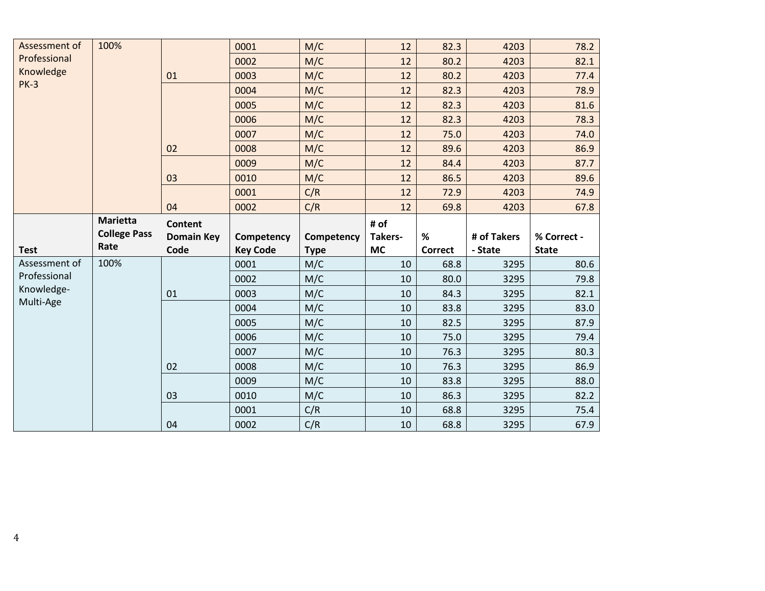| Test | Marietta College Pass Rate | Content Domain Key Code | Competency Key Code | Competency Type | # of Takers-MC | % Correct | # of Takers - State | % Correct - State |
|---|---|---|---|---|---|---|---|---|
| Assessment of Professional Knowledge PK-3 | 100% | 01 | 0001 | M/C | 12 | 82.3 | 4203 | 78.2 |
| | | | 0002 | M/C | 12 | 80.2 | 4203 | 82.1 |
| | | | 0003 | M/C | 12 | 80.2 | 4203 | 77.4 |
| | | 02 | 0004 | M/C | 12 | 82.3 | 4203 | 78.9 |
| | | | 0005 | M/C | 12 | 82.3 | 4203 | 81.6 |
| | | | 0006 | M/C | 12 | 82.3 | 4203 | 78.3 |
| | | | 0007 | M/C | 12 | 75.0 | 4203 | 74.0 |
| | | | 0008 | M/C | 12 | 89.6 | 4203 | 86.9 |
| | | 03 | 0009 | M/C | 12 | 84.4 | 4203 | 87.7 |
| | | | 0010 | M/C | 12 | 86.5 | 4203 | 89.6 |
| | | 04 | 0001 | C/R | 12 | 72.9 | 4203 | 74.9 |
| | | | 0002 | C/R | 12 | 69.8 | 4203 | 67.8 |

| Test | Marietta College Pass Rate | Content Domain Key Code | Competency Key Code | Competency Type | # of Takers-MC | % Correct | # of Takers - State | % Correct - State |
|---|---|---|---|---|---|---|---|---|
| Assessment of Professional Knowledge-Multi-Age | 100% | 01 | 0001 | M/C | 10 | 68.8 | 3295 | 80.6 |
| | | | 0002 | M/C | 10 | 80.0 | 3295 | 79.8 |
| | | | 0003 | M/C | 10 | 84.3 | 3295 | 82.1 |
| | | 02 | 0004 | M/C | 10 | 83.8 | 3295 | 83.0 |
| | | | 0005 | M/C | 10 | 82.5 | 3295 | 87.9 |
| | | | 0006 | M/C | 10 | 75.0 | 3295 | 79.4 |
| | | | 0007 | M/C | 10 | 76.3 | 3295 | 80.3 |
| | | | 0008 | M/C | 10 | 76.3 | 3295 | 86.9 |
| | | 03 | 0009 | M/C | 10 | 83.8 | 3295 | 88.0 |
| | | | 0010 | M/C | 10 | 86.3 | 3295 | 82.2 |
| | | 04 | 0001 | C/R | 10 | 68.8 | 3295 | 75.4 |
| | | | 0002 | C/R | 10 | 68.8 | 3295 | 67.9 |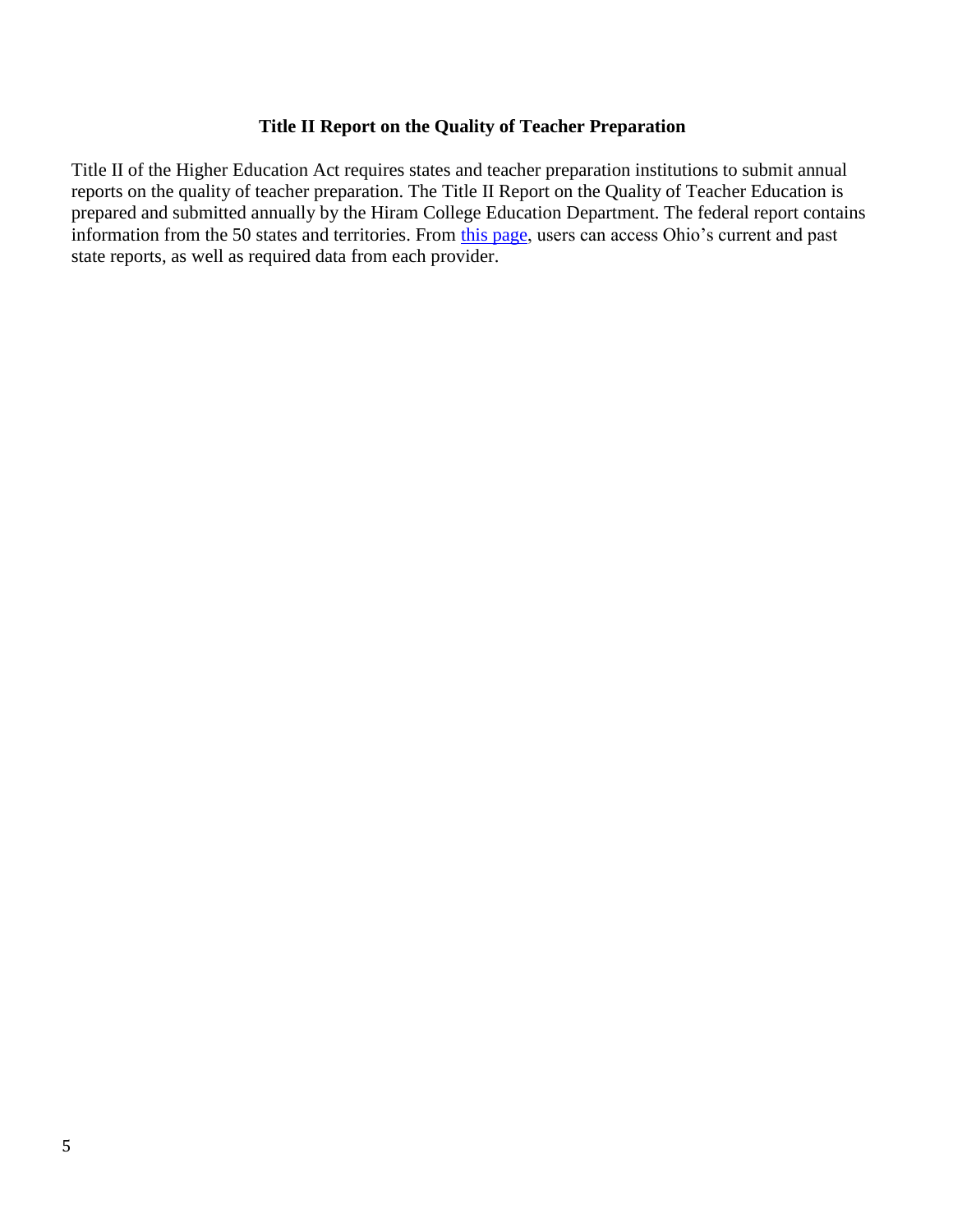## Title II Report on the Quality of Teacher Preparation

Title II of the Higher Education Act requires states and teacher preparation institutions to submit annual reports on the quality of teacher preparation. The Title II Report on the Quality of Teacher Education is prepared and submitted annually by the Hiram College Education Department. The federal report contains information from the 50 states and territories. From this page, users can access Ohio's current and past state reports, as well as required data from each provider.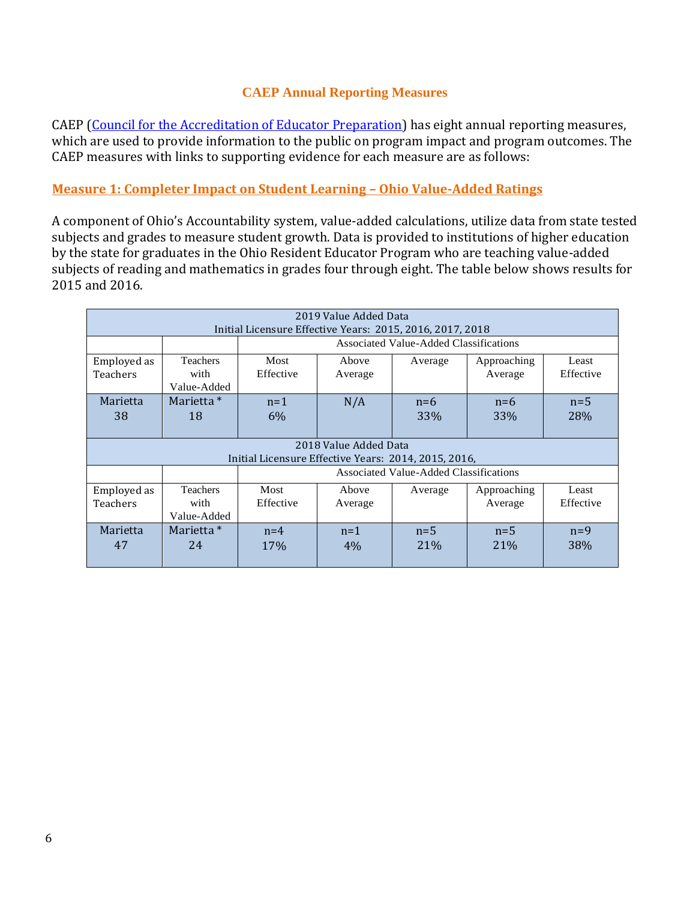## CAEP Annual Reporting Measures

CAEP (Council for the Accreditation of Educator Preparation) has eight annual reporting measures, which are used to provide information to the public on program impact and program outcomes. The CAEP measures with links to supporting evidence for each measure are as follows:

### Measure 1: Completer Impact on Student Learning – Ohio Value-Added Ratings

A component of Ohio's Accountability system, value-added calculations, utilize data from state tested subjects and grades to measure student growth. Data is provided to institutions of higher education by the state for graduates in the Ohio Resident Educator Program who are teaching value-added subjects of reading and mathematics in grades four through eight. The table below shows results for 2015 and 2016.

| 2019 Value Added Data<br>Initial Licensure Effective Years: 2015, 2016, 2017, 2018 | | | | | | |
|---|---|---|---|---|---|---|
| | | Associated Value-Added Classifications | | | | |
| Employed as Teachers | Teachers with Value-Added | Most Effective | Above Average | Average | Approaching Average | Least Effective |
| Marietta 38 | Marietta * 18 | n=1 6% | N/A | n=6 33% | n=6 33% | n=5 28% |
| **2018 Value Added Data<br>Initial Licensure Effective Years: 2014, 2015, 2016,** | | | | | | |
| | | Associated Value-Added Classifications | | | | |
| Employed as Teachers | Teachers with Value-Added | Most Effective | Above Average | Average | Approaching Average | Least Effective |
| Marietta 47 | Marietta * 24 | n=4 17% | n=1 4% | n=5 21% | n=5 21% | n=9 38% |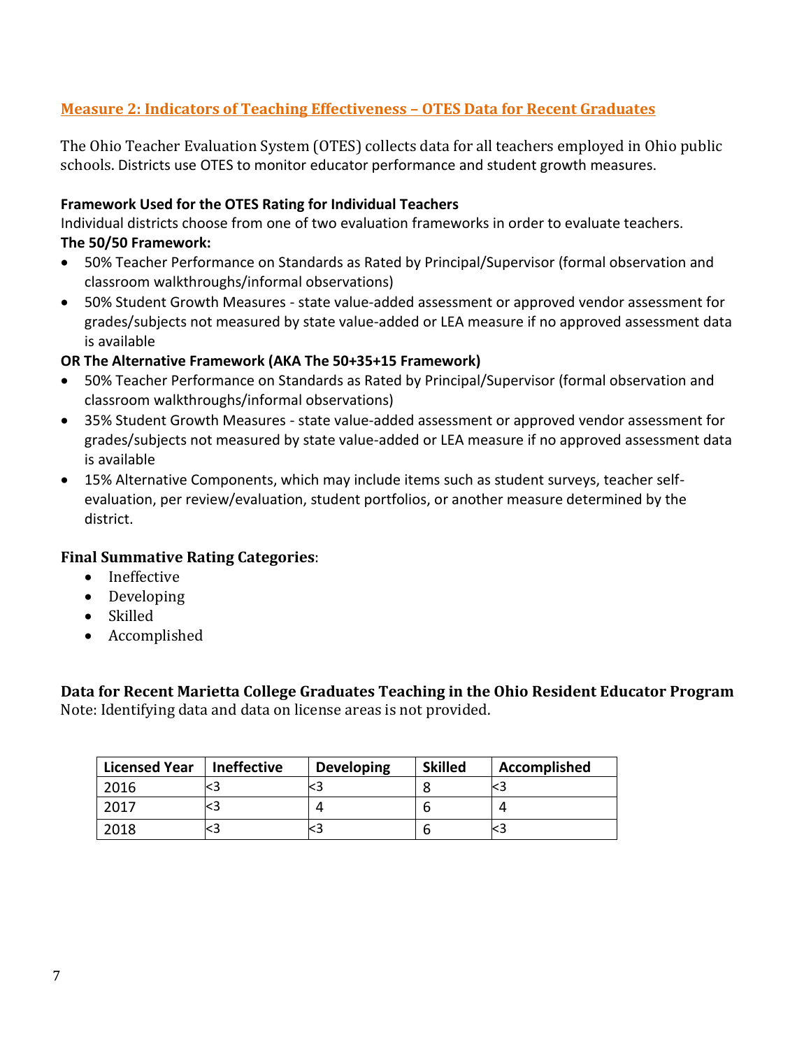## Measure 2: Indicators of Teaching Effectiveness – OTES Data for Recent Graduates

The Ohio Teacher Evaluation System (OTES) collects data for all teachers employed in Ohio public schools. Districts use OTES to monitor educator performance and student growth measures.

**Framework Used for the OTES Rating for Individual Teachers**

Individual districts choose from one of two evaluation frameworks in order to evaluate teachers.

**The 50/50 Framework:**

- 50% Teacher Performance on Standards as Rated by Principal/Supervisor (formal observation and classroom walkthroughs/informal observations)
- 50% Student Growth Measures - state value-added assessment or approved vendor assessment for grades/subjects not measured by state value-added or LEA measure if no approved assessment data is available

**OR The Alternative Framework (AKA The 50+35+15 Framework)**

- 50% Teacher Performance on Standards as Rated by Principal/Supervisor (formal observation and classroom walkthroughs/informal observations)
- 35% Student Growth Measures - state value-added assessment or approved vendor assessment for grades/subjects not measured by state value-added or LEA measure if no approved assessment data is available
- 15% Alternative Components, which may include items such as student surveys, teacher self-evaluation, per review/evaluation, student portfolios, or another measure determined by the district.

**Final Summative Rating Categories**:

- Ineffective
- Developing
- Skilled
- Accomplished

**Data for Recent Marietta College Graduates Teaching in the Ohio Resident Educator Program**

Note: Identifying data and data on license areas is not provided.

| Licensed Year | Ineffective | Developing | Skilled | Accomplished |
|---|---|---|---|---|
| 2016 | <3 | <3 | 8 | <3 |
| 2017 | <3 | 4 | 6 | 4 |
| 2018 | <3 | <3 | 6 | <3 |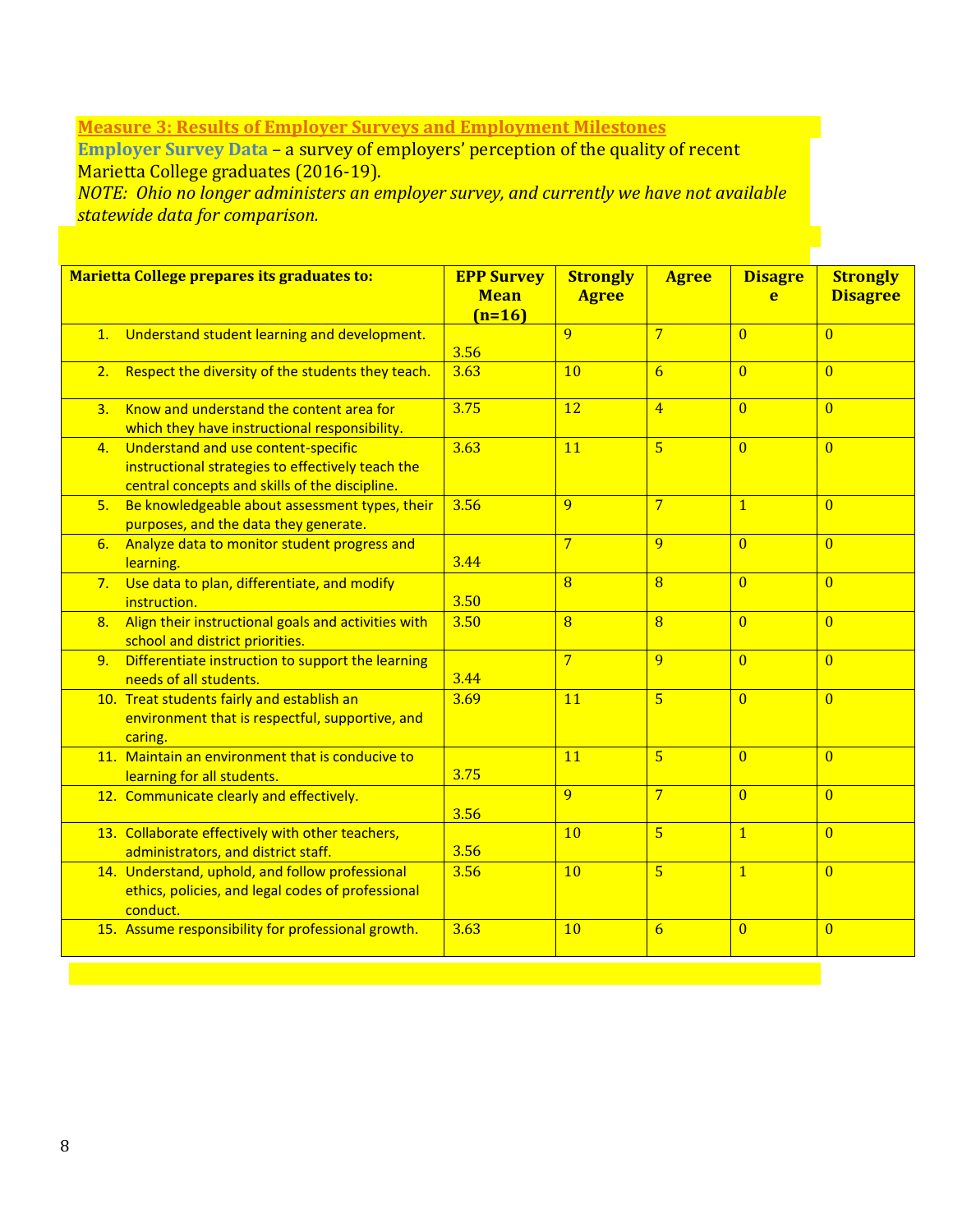**Measure 3: Results of Employer Surveys and Employment Milestones**

**Employer Survey Data** – a survey of employers' perception of the quality of recent Marietta College graduates (2016-19).

*NOTE: Ohio no longer administers an employer survey, and currently we have not available statewide data for comparison.*

| Marietta College prepares its graduates to: | EPP Survey Mean (n=16) | Strongly Agree | Agree | Disagree | Strongly Disagree |
|---|---|---|---|---|---|
| 1. Understand student learning and development. | 3.56 | 9 | 7 | 0 | 0 |
| 2. Respect the diversity of the students they teach. | 3.63 | 10 | 6 | 0 | 0 |
| 3. Know and understand the content area for which they have instructional responsibility. | 3.75 | 12 | 4 | 0 | 0 |
| 4. Understand and use content-specific instructional strategies to effectively teach the central concepts and skills of the discipline. | 3.63 | 11 | 5 | 0 | 0 |
| 5. Be knowledgeable about assessment types, their purposes, and the data they generate. | 3.56 | 9 | 7 | 1 | 0 |
| 6. Analyze data to monitor student progress and learning. | 3.44 | 7 | 9 | 0 | 0 |
| 7. Use data to plan, differentiate, and modify instruction. | 3.50 | 8 | 8 | 0 | 0 |
| 8. Align their instructional goals and activities with school and district priorities. | 3.50 | 8 | 8 | 0 | 0 |
| 9. Differentiate instruction to support the learning needs of all students. | 3.44 | 7 | 9 | 0 | 0 |
| 10. Treat students fairly and establish an environment that is respectful, supportive, and caring. | 3.69 | 11 | 5 | 0 | 0 |
| 11. Maintain an environment that is conducive to learning for all students. | 3.75 | 11 | 5 | 0 | 0 |
| 12. Communicate clearly and effectively. | 3.56 | 9 | 7 | 0 | 0 |
| 13. Collaborate effectively with other teachers, administrators, and district staff. | 3.56 | 10 | 5 | 1 | 0 |
| 14. Understand, uphold, and follow professional ethics, policies, and legal codes of professional conduct. | 3.56 | 10 | 5 | 1 | 0 |
| 15. Assume responsibility for professional growth. | 3.63 | 10 | 6 | 0 | 0 |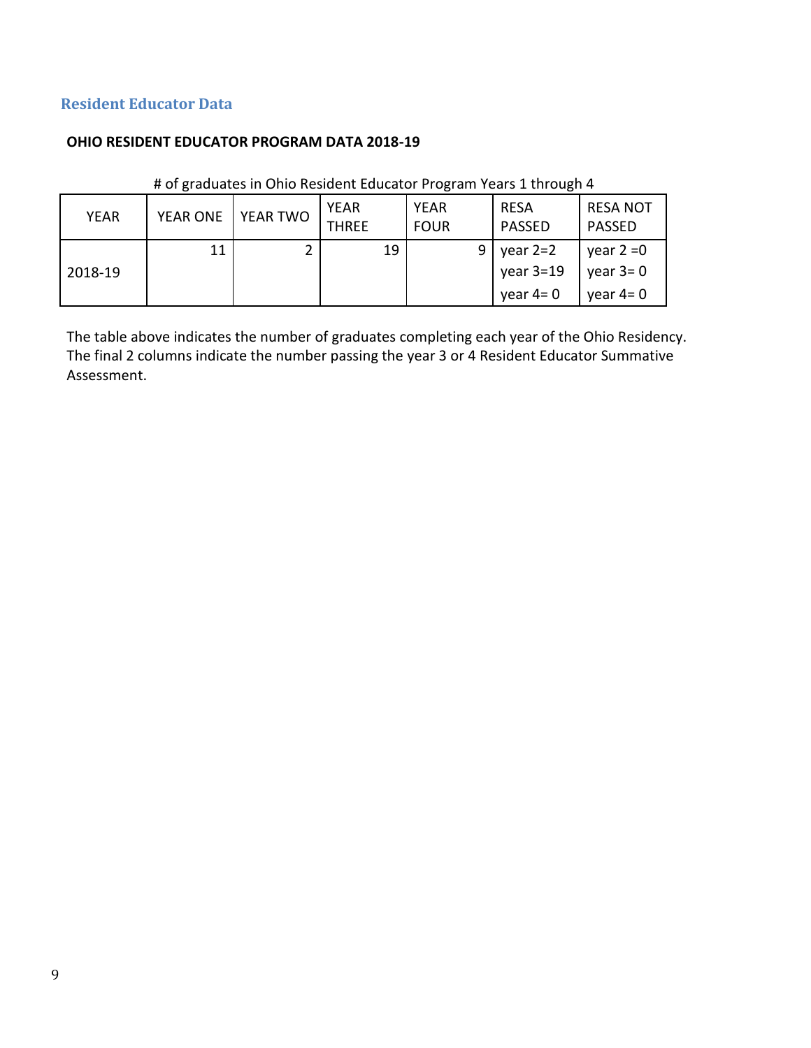## Resident Educator Data

**OHIO RESIDENT EDUCATOR PROGRAM DATA 2018-19**

# of graduates in Ohio Resident Educator Program Years 1 through 4

| YEAR | YEAR ONE | YEAR TWO | YEAR THREE | YEAR FOUR | RESA PASSED | RESA NOT PASSED |
|---|---|---|---|---|---|---|
| 2018-19 | 11 | 2 | 19 | 9 | year 2=2<br>year 3=19<br>year 4= 0 | year 2 =0<br>year 3= 0<br>year 4= 0 |

The table above indicates the number of graduates completing each year of the Ohio Residency. The final 2 columns indicate the number passing the year 3 or 4 Resident Educator Summative Assessment.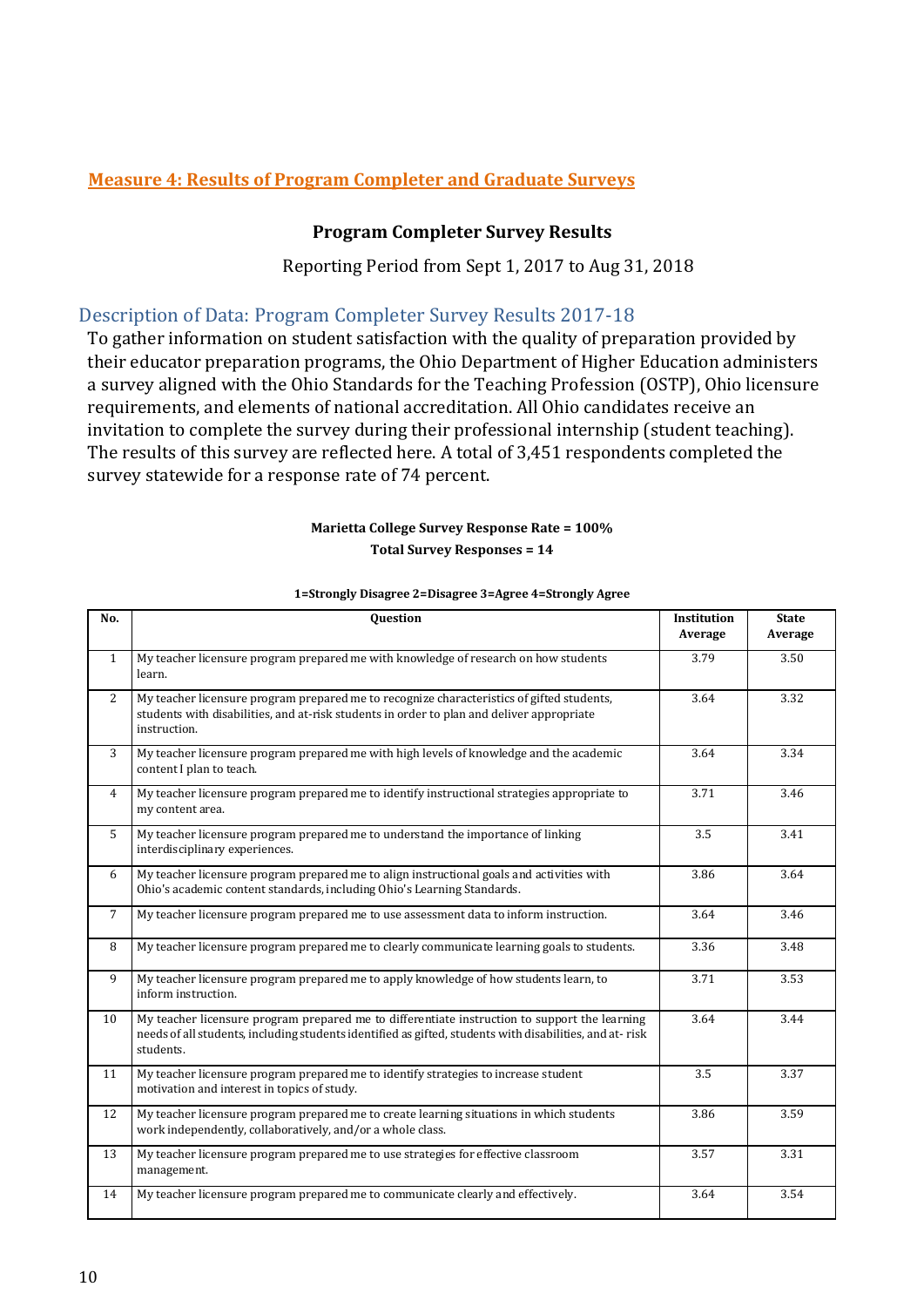## Measure 4: Results of Program Completer and Graduate Surveys

### Program Completer Survey Results

Reporting Period from Sept 1, 2017 to Aug 31, 2018

### Description of Data: Program Completer Survey Results 2017-18

To gather information on student satisfaction with the quality of preparation provided by their educator preparation programs, the Ohio Department of Higher Education administers a survey aligned with the Ohio Standards for the Teaching Profession (OSTP), Ohio licensure requirements, and elements of national accreditation. All Ohio candidates receive an invitation to complete the survey during their professional internship (student teaching). The results of this survey are reflected here. A total of 3,451 respondents completed the survey statewide for a response rate of 74 percent.

**Marietta College Survey Response Rate = 100%**

**Total Survey Responses = 14**

**1=Strongly Disagree 2=Disagree 3=Agree 4=Strongly Agree**

| No. | Question | Institution Average | State Average |
|---|---|---|---|
| 1 | My teacher licensure program prepared me with knowledge of research on how students learn. | 3.79 | 3.50 |
| 2 | My teacher licensure program prepared me to recognize characteristics of gifted students, students with disabilities, and at-risk students in order to plan and deliver appropriate instruction. | 3.64 | 3.32 |
| 3 | My teacher licensure program prepared me with high levels of knowledge and the academic content I plan to teach. | 3.64 | 3.34 |
| 4 | My teacher licensure program prepared me to identify instructional strategies appropriate to my content area. | 3.71 | 3.46 |
| 5 | My teacher licensure program prepared me to understand the importance of linking interdisciplinary experiences. | 3.5 | 3.41 |
| 6 | My teacher licensure program prepared me to align instructional goals and activities with Ohio's academic content standards, including Ohio's Learning Standards. | 3.86 | 3.64 |
| 7 | My teacher licensure program prepared me to use assessment data to inform instruction. | 3.64 | 3.46 |
| 8 | My teacher licensure program prepared me to clearly communicate learning goals to students. | 3.36 | 3.48 |
| 9 | My teacher licensure program prepared me to apply knowledge of how students learn, to inform instruction. | 3.71 | 3.53 |
| 10 | My teacher licensure program prepared me to differentiate instruction to support the learning needs of all students, including students identified as gifted, students with disabilities, and at- risk students. | 3.64 | 3.44 |
| 11 | My teacher licensure program prepared me to identify strategies to increase student motivation and interest in topics of study. | 3.5 | 3.37 |
| 12 | My teacher licensure program prepared me to create learning situations in which students work independently, collaboratively, and/or a whole class. | 3.86 | 3.59 |
| 13 | My teacher licensure program prepared me to use strategies for effective classroom management. | 3.57 | 3.31 |
| 14 | My teacher licensure program prepared me to communicate clearly and effectively. | 3.64 | 3.54 |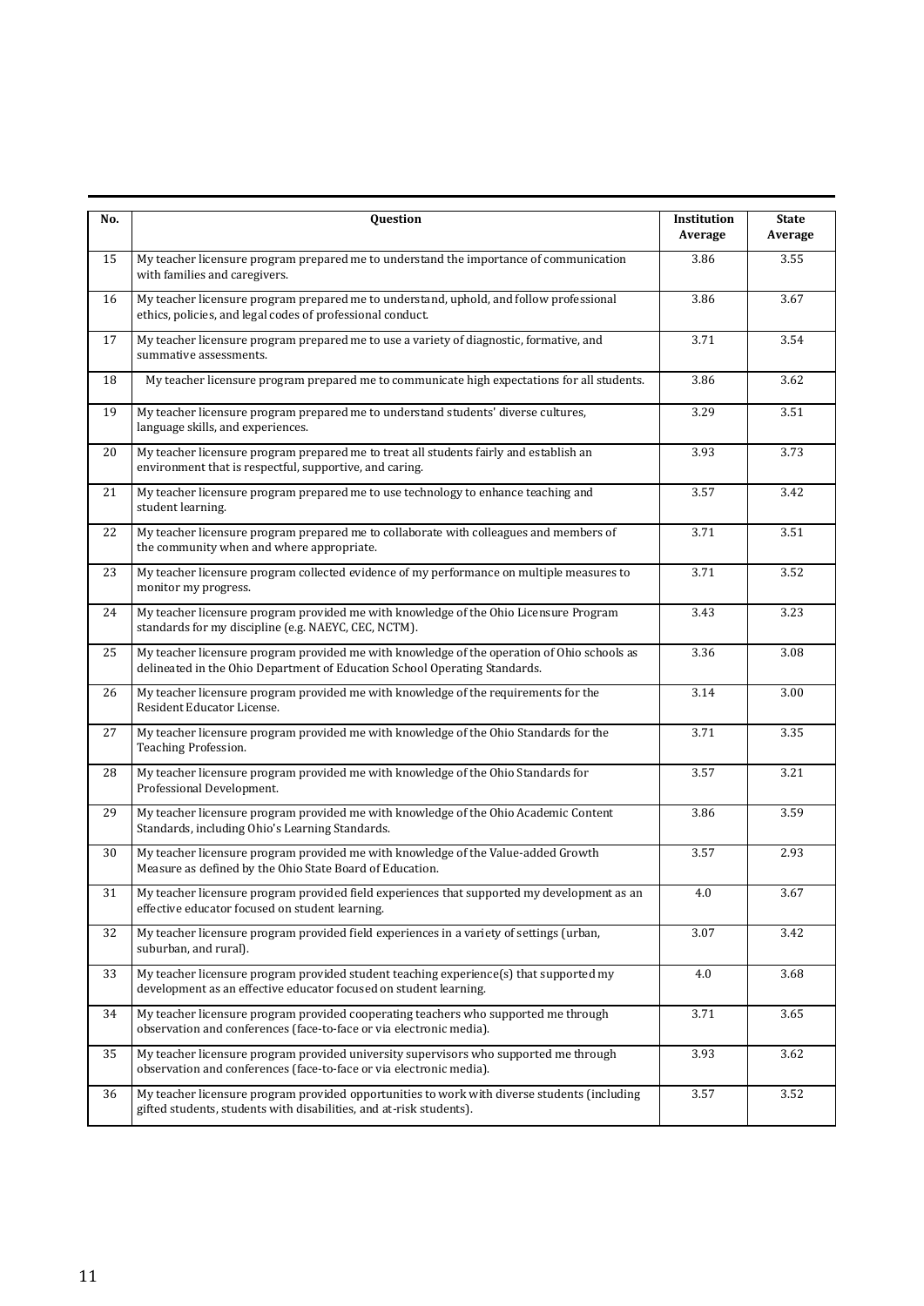| No. | Question | Institution Average | State Average |
|---|---|---|---|
| 15 | My teacher licensure program prepared me to understand the importance of communication with families and caregivers. | 3.86 | 3.55 |
| 16 | My teacher licensure program prepared me to understand, uphold, and follow professional ethics, policies, and legal codes of professional conduct. | 3.86 | 3.67 |
| 17 | My teacher licensure program prepared me to use a variety of diagnostic, formative, and summative assessments. | 3.71 | 3.54 |
| 18 | My teacher licensure program prepared me to communicate high expectations for all students. | 3.86 | 3.62 |
| 19 | My teacher licensure program prepared me to understand students' diverse cultures, language skills, and experiences. | 3.29 | 3.51 |
| 20 | My teacher licensure program prepared me to treat all students fairly and establish an environment that is respectful, supportive, and caring. | 3.93 | 3.73 |
| 21 | My teacher licensure program prepared me to use technology to enhance teaching and student learning. | 3.57 | 3.42 |
| 22 | My teacher licensure program prepared me to collaborate with colleagues and members of the community when and where appropriate. | 3.71 | 3.51 |
| 23 | My teacher licensure program collected evidence of my performance on multiple measures to monitor my progress. | 3.71 | 3.52 |
| 24 | My teacher licensure program provided me with knowledge of the Ohio Licensure Program standards for my discipline (e.g. NAEYC, CEC, NCTM). | 3.43 | 3.23 |
| 25 | My teacher licensure program provided me with knowledge of the operation of Ohio schools as delineated in the Ohio Department of Education School Operating Standards. | 3.36 | 3.08 |
| 26 | My teacher licensure program provided me with knowledge of the requirements for the Resident Educator License. | 3.14 | 3.00 |
| 27 | My teacher licensure program provided me with knowledge of the Ohio Standards for the Teaching Profession. | 3.71 | 3.35 |
| 28 | My teacher licensure program provided me with knowledge of the Ohio Standards for Professional Development. | 3.57 | 3.21 |
| 29 | My teacher licensure program provided me with knowledge of the Ohio Academic Content Standards, including Ohio's Learning Standards. | 3.86 | 3.59 |
| 30 | My teacher licensure program provided me with knowledge of the Value-added Growth Measure as defined by the Ohio State Board of Education. | 3.57 | 2.93 |
| 31 | My teacher licensure program provided field experiences that supported my development as an effective educator focused on student learning. | 4.0 | 3.67 |
| 32 | My teacher licensure program provided field experiences in a variety of settings (urban, suburban, and rural). | 3.07 | 3.42 |
| 33 | My teacher licensure program provided student teaching experience(s) that supported my development as an effective educator focused on student learning. | 4.0 | 3.68 |
| 34 | My teacher licensure program provided cooperating teachers who supported me through observation and conferences (face-to-face or via electronic media). | 3.71 | 3.65 |
| 35 | My teacher licensure program provided university supervisors who supported me through observation and conferences (face-to-face or via electronic media). | 3.93 | 3.62 |
| 36 | My teacher licensure program provided opportunities to work with diverse students (including gifted students, students with disabilities, and at-risk students). | 3.57 | 3.52 |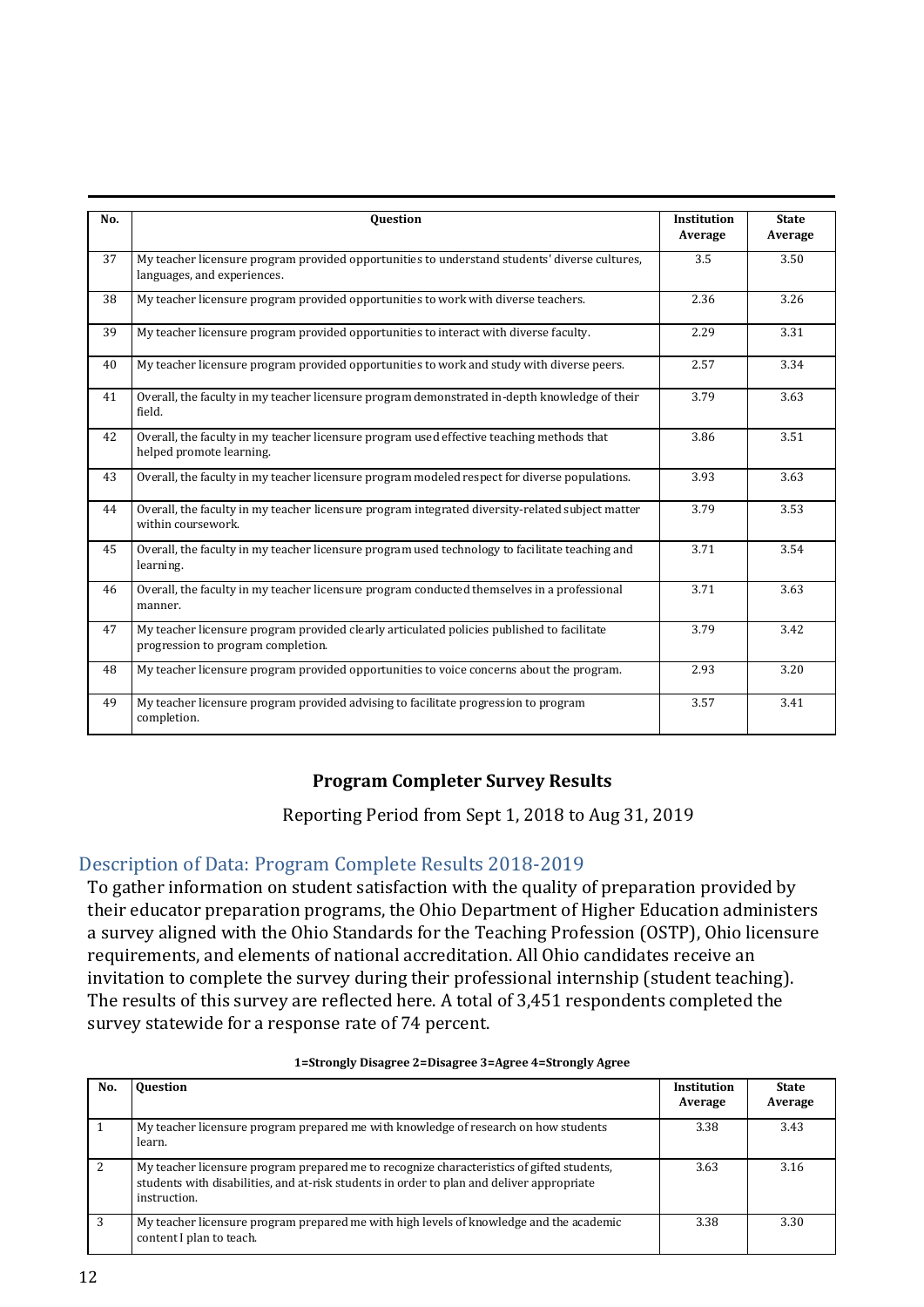| No. | Question | Institution Average | State Average |
|---|---|---|---|
| 37 | My teacher licensure program provided opportunities to understand students' diverse cultures, languages, and experiences. | 3.5 | 3.50 |
| 38 | My teacher licensure program provided opportunities to work with diverse teachers. | 2.36 | 3.26 |
| 39 | My teacher licensure program provided opportunities to interact with diverse faculty. | 2.29 | 3.31 |
| 40 | My teacher licensure program provided opportunities to work and study with diverse peers. | 2.57 | 3.34 |
| 41 | Overall, the faculty in my teacher licensure program demonstrated in-depth knowledge of their field. | 3.79 | 3.63 |
| 42 | Overall, the faculty in my teacher licensure program used effective teaching methods that helped promote learning. | 3.86 | 3.51 |
| 43 | Overall, the faculty in my teacher licensure program modeled respect for diverse populations. | 3.93 | 3.63 |
| 44 | Overall, the faculty in my teacher licensure program integrated diversity-related subject matter within coursework. | 3.79 | 3.53 |
| 45 | Overall, the faculty in my teacher licensure program used technology to facilitate teaching and learning. | 3.71 | 3.54 |
| 46 | Overall, the faculty in my teacher licensure program conducted themselves in a professional manner. | 3.71 | 3.63 |
| 47 | My teacher licensure program provided clearly articulated policies published to facilitate progression to program completion. | 3.79 | 3.42 |
| 48 | My teacher licensure program provided opportunities to voice concerns about the program. | 2.93 | 3.20 |
| 49 | My teacher licensure program provided advising to facilitate progression to program completion. | 3.57 | 3.41 |

## Program Completer Survey Results

Reporting Period from Sept 1, 2018 to Aug 31, 2019

### Description of Data: Program Complete Results 2018-2019

To gather information on student satisfaction with the quality of preparation provided by their educator preparation programs, the Ohio Department of Higher Education administers a survey aligned with the Ohio Standards for the Teaching Profession (OSTP), Ohio licensure requirements, and elements of national accreditation. All Ohio candidates receive an invitation to complete the survey during their professional internship (student teaching). The results of this survey are reflected here. A total of 3,451 respondents completed the survey statewide for a response rate of 74 percent.

**1=Strongly Disagree 2=Disagree 3=Agree 4=Strongly Agree**

| No. | Question | Institution Average | State Average |
|---|---|---|---|
| 1 | My teacher licensure program prepared me with knowledge of research on how students learn. | 3.38 | 3.43 |
| 2 | My teacher licensure program prepared me to recognize characteristics of gifted students, students with disabilities, and at-risk students in order to plan and deliver appropriate instruction. | 3.63 | 3.16 |
| 3 | My teacher licensure program prepared me with high levels of knowledge and the academic content I plan to teach. | 3.38 | 3.30 |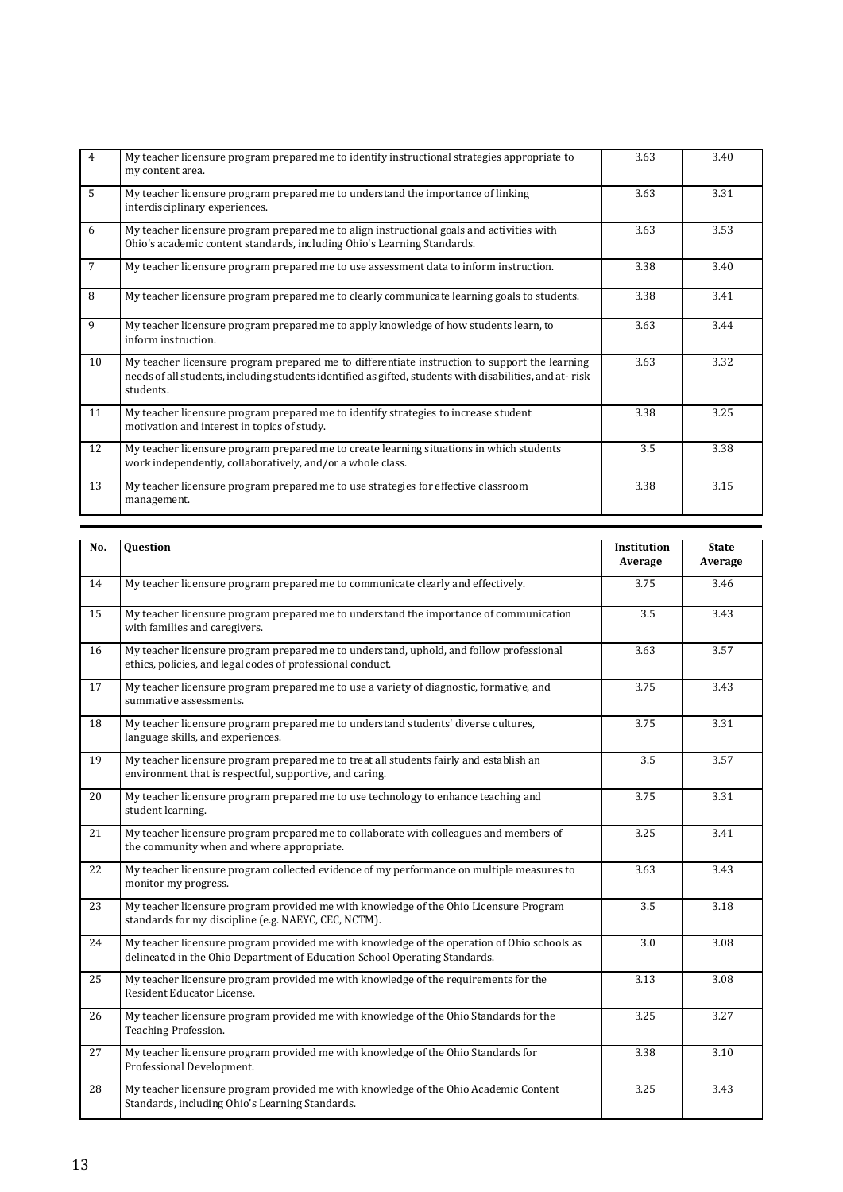| No. | Question | Institution Average | State Average |
|---|---|---|---|
| 4 | My teacher licensure program prepared me to identify instructional strategies appropriate to my content area. | 3.63 | 3.40 |
| 5 | My teacher licensure program prepared me to understand the importance of linking interdisciplinary experiences. | 3.63 | 3.31 |
| 6 | My teacher licensure program prepared me to align instructional goals and activities with Ohio's academic content standards, including Ohio's Learning Standards. | 3.63 | 3.53 |
| 7 | My teacher licensure program prepared me to use assessment data to inform instruction. | 3.38 | 3.40 |
| 8 | My teacher licensure program prepared me to clearly communicate learning goals to students. | 3.38 | 3.41 |
| 9 | My teacher licensure program prepared me to apply knowledge of how students learn, to inform instruction. | 3.63 | 3.44 |
| 10 | My teacher licensure program prepared me to differentiate instruction to support the learning needs of all students, including students identified as gifted, students with disabilities, and at- risk students. | 3.63 | 3.32 |
| 11 | My teacher licensure program prepared me to identify strategies to increase student motivation and interest in topics of study. | 3.38 | 3.25 |
| 12 | My teacher licensure program prepared me to create learning situations in which students work independently, collaboratively, and/or a whole class. | 3.5 | 3.38 |
| 13 | My teacher licensure program prepared me to use strategies for effective classroom management. | 3.38 | 3.15 |
| 14 | My teacher licensure program prepared me to communicate clearly and effectively. | 3.75 | 3.46 |
| 15 | My teacher licensure program prepared me to understand the importance of communication with families and caregivers. | 3.5 | 3.43 |
| 16 | My teacher licensure program prepared me to understand, uphold, and follow professional ethics, policies, and legal codes of professional conduct. | 3.63 | 3.57 |
| 17 | My teacher licensure program prepared me to use a variety of diagnostic, formative, and summative assessments. | 3.75 | 3.43 |
| 18 | My teacher licensure program prepared me to understand students' diverse cultures, language skills, and experiences. | 3.75 | 3.31 |
| 19 | My teacher licensure program prepared me to treat all students fairly and establish an environment that is respectful, supportive, and caring. | 3.5 | 3.57 |
| 20 | My teacher licensure program prepared me to use technology to enhance teaching and student learning. | 3.75 | 3.31 |
| 21 | My teacher licensure program prepared me to collaborate with colleagues and members of the community when and where appropriate. | 3.25 | 3.41 |
| 22 | My teacher licensure program collected evidence of my performance on multiple measures to monitor my progress. | 3.63 | 3.43 |
| 23 | My teacher licensure program provided me with knowledge of the Ohio Licensure Program standards for my discipline (e.g. NAEYC, CEC, NCTM). | 3.5 | 3.18 |
| 24 | My teacher licensure program provided me with knowledge of the operation of Ohio schools as delineated in the Ohio Department of Education School Operating Standards. | 3.0 | 3.08 |
| 25 | My teacher licensure program provided me with knowledge of the requirements for the Resident Educator License. | 3.13 | 3.08 |
| 26 | My teacher licensure program provided me with knowledge of the Ohio Standards for the Teaching Profession. | 3.25 | 3.27 |
| 27 | My teacher licensure program provided me with knowledge of the Ohio Standards for Professional Development. | 3.38 | 3.10 |
| 28 | My teacher licensure program provided me with knowledge of the Ohio Academic Content Standards, including Ohio's Learning Standards. | 3.25 | 3.43 |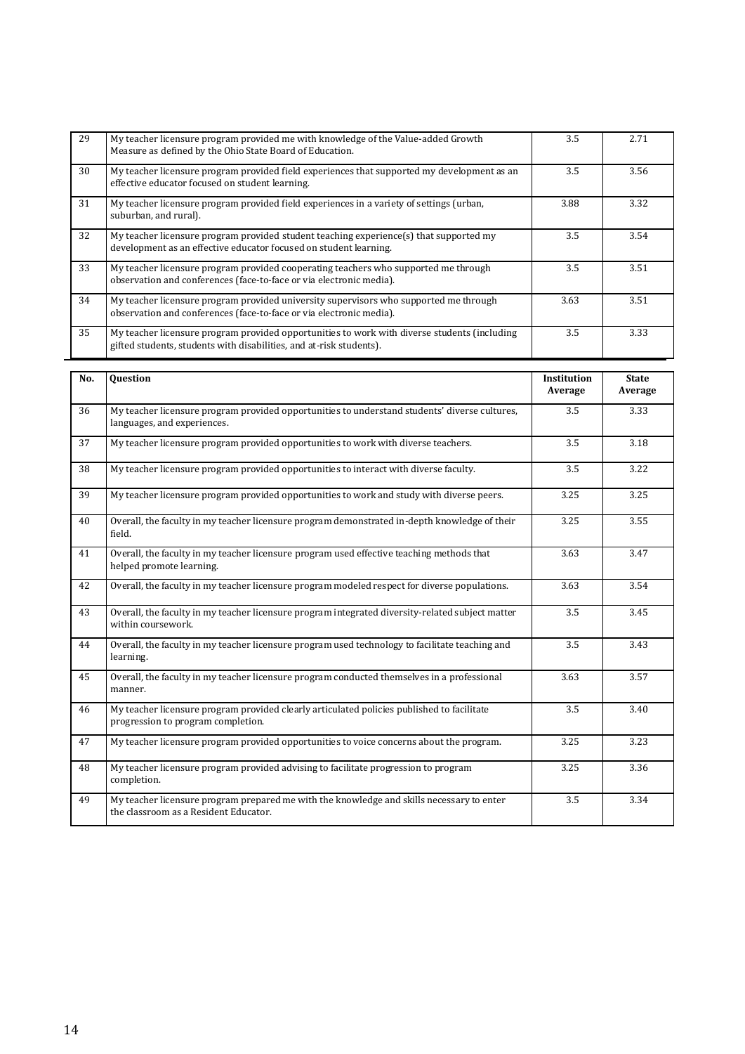| No. | Question | Institution Average | State Average |
|---|---|---|---|
| 29 | My teacher licensure program provided me with knowledge of the Value-added Growth Measure as defined by the Ohio State Board of Education. | 3.5 | 2.71 |
| 30 | My teacher licensure program provided field experiences that supported my development as an effective educator focused on student learning. | 3.5 | 3.56 |
| 31 | My teacher licensure program provided field experiences in a variety of settings (urban, suburban, and rural). | 3.88 | 3.32 |
| 32 | My teacher licensure program provided student teaching experience(s) that supported my development as an effective educator focused on student learning. | 3.5 | 3.54 |
| 33 | My teacher licensure program provided cooperating teachers who supported me through observation and conferences (face-to-face or via electronic media). | 3.5 | 3.51 |
| 34 | My teacher licensure program provided university supervisors who supported me through observation and conferences (face-to-face or via electronic media). | 3.63 | 3.51 |
| 35 | My teacher licensure program provided opportunities to work with diverse students (including gifted students, students with disabilities, and at-risk students). | 3.5 | 3.33 |
| 36 | My teacher licensure program provided opportunities to understand students' diverse cultures, languages, and experiences. | 3.5 | 3.33 |
| 37 | My teacher licensure program provided opportunities to work with diverse teachers. | 3.5 | 3.18 |
| 38 | My teacher licensure program provided opportunities to interact with diverse faculty. | 3.5 | 3.22 |
| 39 | My teacher licensure program provided opportunities to work and study with diverse peers. | 3.25 | 3.25 |
| 40 | Overall, the faculty in my teacher licensure program demonstrated in-depth knowledge of their field. | 3.25 | 3.55 |
| 41 | Overall, the faculty in my teacher licensure program used effective teaching methods that helped promote learning. | 3.63 | 3.47 |
| 42 | Overall, the faculty in my teacher licensure program modeled respect for diverse populations. | 3.63 | 3.54 |
| 43 | Overall, the faculty in my teacher licensure program integrated diversity-related subject matter within coursework. | 3.5 | 3.45 |
| 44 | Overall, the faculty in my teacher licensure program used technology to facilitate teaching and learning. | 3.5 | 3.43 |
| 45 | Overall, the faculty in my teacher licensure program conducted themselves in a professional manner. | 3.63 | 3.57 |
| 46 | My teacher licensure program provided clearly articulated policies published to facilitate progression to program completion. | 3.5 | 3.40 |
| 47 | My teacher licensure program provided opportunities to voice concerns about the program. | 3.25 | 3.23 |
| 48 | My teacher licensure program provided advising to facilitate progression to program completion. | 3.25 | 3.36 |
| 49 | My teacher licensure program prepared me with the knowledge and skills necessary to enter the classroom as a Resident Educator. | 3.5 | 3.34 |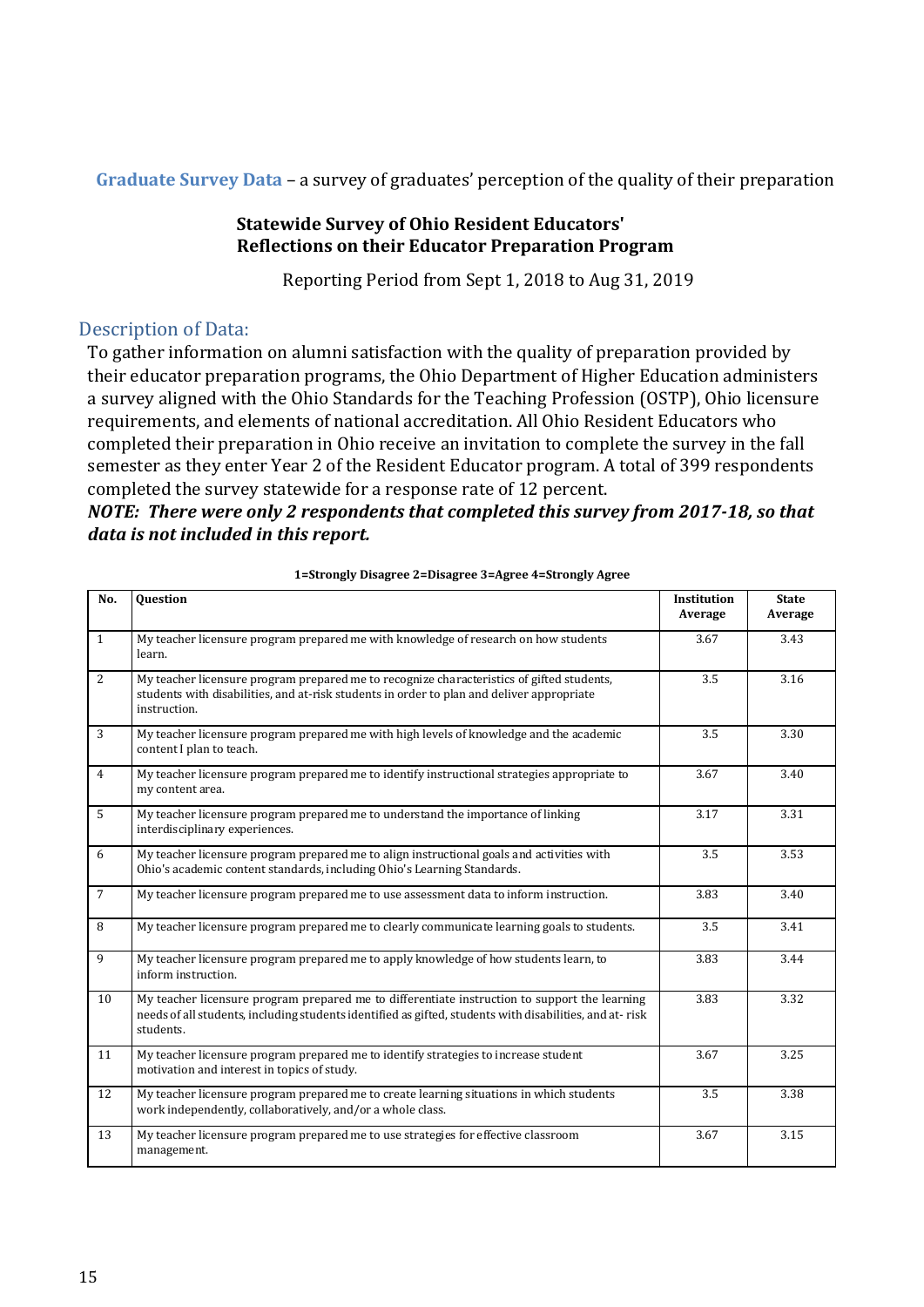**Graduate Survey Data** – a survey of graduates' perception of the quality of their preparation

### Statewide Survey of Ohio Resident Educators' Reflections on their Educator Preparation Program

Reporting Period from Sept 1, 2018 to Aug 31, 2019

## Description of Data:

To gather information on alumni satisfaction with the quality of preparation provided by their educator preparation programs, the Ohio Department of Higher Education administers a survey aligned with the Ohio Standards for the Teaching Profession (OSTP), Ohio licensure requirements, and elements of national accreditation. All Ohio Resident Educators who completed their preparation in Ohio receive an invitation to complete the survey in the fall semester as they enter Year 2 of the Resident Educator program. A total of 399 respondents completed the survey statewide for a response rate of 12 percent.

***NOTE: There were only 2 respondents that completed this survey from 2017-18, so that data is not included in this report.***

**1=Strongly Disagree 2=Disagree 3=Agree 4=Strongly Agree**

| No. | Question | Institution Average | State Average |
|---|---|---|---|
| 1 | My teacher licensure program prepared me with knowledge of research on how students learn. | 3.67 | 3.43 |
| 2 | My teacher licensure program prepared me to recognize characteristics of gifted students, students with disabilities, and at-risk students in order to plan and deliver appropriate instruction. | 3.5 | 3.16 |
| 3 | My teacher licensure program prepared me with high levels of knowledge and the academic content I plan to teach. | 3.5 | 3.30 |
| 4 | My teacher licensure program prepared me to identify instructional strategies appropriate to my content area. | 3.67 | 3.40 |
| 5 | My teacher licensure program prepared me to understand the importance of linking interdisciplinary experiences. | 3.17 | 3.31 |
| 6 | My teacher licensure program prepared me to align instructional goals and activities with Ohio's academic content standards, including Ohio's Learning Standards. | 3.5 | 3.53 |
| 7 | My teacher licensure program prepared me to use assessment data to inform instruction. | 3.83 | 3.40 |
| 8 | My teacher licensure program prepared me to clearly communicate learning goals to students. | 3.5 | 3.41 |
| 9 | My teacher licensure program prepared me to apply knowledge of how students learn, to inform instruction. | 3.83 | 3.44 |
| 10 | My teacher licensure program prepared me to differentiate instruction to support the learning needs of all students, including students identified as gifted, students with disabilities, and at- risk students. | 3.83 | 3.32 |
| 11 | My teacher licensure program prepared me to identify strategies to increase student motivation and interest in topics of study. | 3.67 | 3.25 |
| 12 | My teacher licensure program prepared me to create learning situations in which students work independently, collaboratively, and/or a whole class. | 3.5 | 3.38 |
| 13 | My teacher licensure program prepared me to use strategies for effective classroom management. | 3.67 | 3.15 |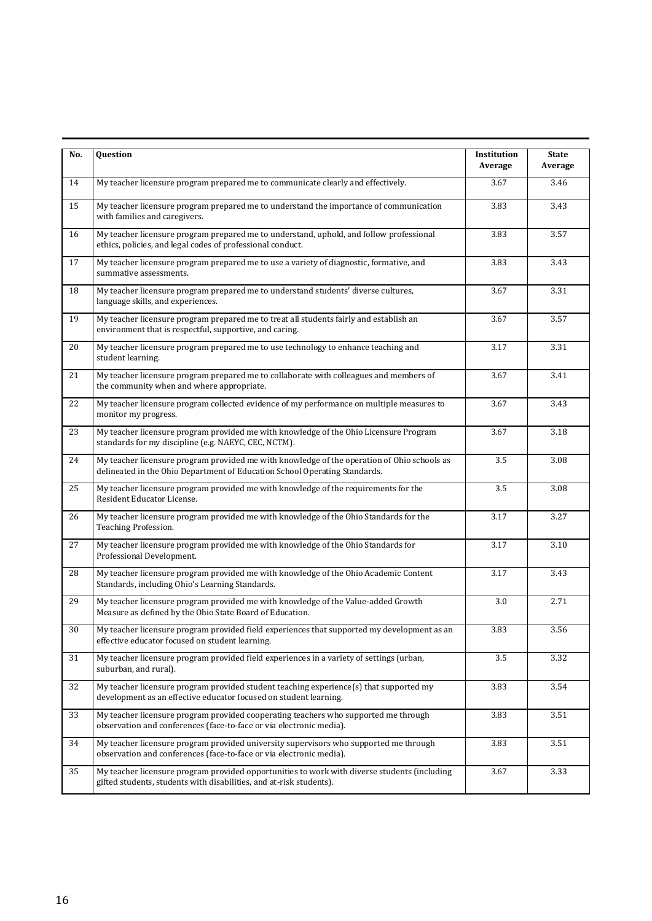| No. | Question | Institution Average | State Average |
|---|---|---|---|
| 14 | My teacher licensure program prepared me to communicate clearly and effectively. | 3.67 | 3.46 |
| 15 | My teacher licensure program prepared me to understand the importance of communication with families and caregivers. | 3.83 | 3.43 |
| 16 | My teacher licensure program prepared me to understand, uphold, and follow professional ethics, policies, and legal codes of professional conduct. | 3.83 | 3.57 |
| 17 | My teacher licensure program prepared me to use a variety of diagnostic, formative, and summative assessments. | 3.83 | 3.43 |
| 18 | My teacher licensure program prepared me to understand students' diverse cultures, language skills, and experiences. | 3.67 | 3.31 |
| 19 | My teacher licensure program prepared me to treat all students fairly and establish an environment that is respectful, supportive, and caring. | 3.67 | 3.57 |
| 20 | My teacher licensure program prepared me to use technology to enhance teaching and student learning. | 3.17 | 3.31 |
| 21 | My teacher licensure program prepared me to collaborate with colleagues and members of the community when and where appropriate. | 3.67 | 3.41 |
| 22 | My teacher licensure program collected evidence of my performance on multiple measures to monitor my progress. | 3.67 | 3.43 |
| 23 | My teacher licensure program provided me with knowledge of the Ohio Licensure Program standards for my discipline (e.g. NAEYC, CEC, NCTM). | 3.67 | 3.18 |
| 24 | My teacher licensure program provided me with knowledge of the operation of Ohio schools as delineated in the Ohio Department of Education School Operating Standards. | 3.5 | 3.08 |
| 25 | My teacher licensure program provided me with knowledge of the requirements for the Resident Educator License. | 3.5 | 3.08 |
| 26 | My teacher licensure program provided me with knowledge of the Ohio Standards for the Teaching Profession. | 3.17 | 3.27 |
| 27 | My teacher licensure program provided me with knowledge of the Ohio Standards for Professional Development. | 3.17 | 3.10 |
| 28 | My teacher licensure program provided me with knowledge of the Ohio Academic Content Standards, including Ohio's Learning Standards. | 3.17 | 3.43 |
| 29 | My teacher licensure program provided me with knowledge of the Value-added Growth Measure as defined by the Ohio State Board of Education. | 3.0 | 2.71 |
| 30 | My teacher licensure program provided field experiences that supported my development as an effective educator focused on student learning. | 3.83 | 3.56 |
| 31 | My teacher licensure program provided field experiences in a variety of settings (urban, suburban, and rural). | 3.5 | 3.32 |
| 32 | My teacher licensure program provided student teaching experience(s) that supported my development as an effective educator focused on student learning. | 3.83 | 3.54 |
| 33 | My teacher licensure program provided cooperating teachers who supported me through observation and conferences (face-to-face or via electronic media). | 3.83 | 3.51 |
| 34 | My teacher licensure program provided university supervisors who supported me through observation and conferences (face-to-face or via electronic media). | 3.83 | 3.51 |
| 35 | My teacher licensure program provided opportunities to work with diverse students (including gifted students, students with disabilities, and at-risk students). | 3.67 | 3.33 |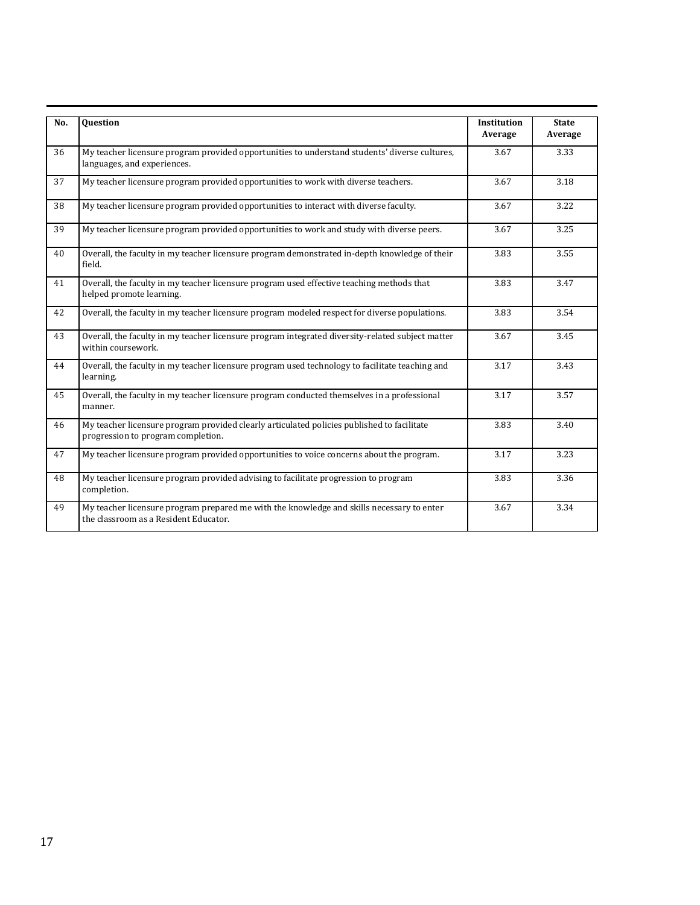| No. | Question | Institution Average | State Average |
|---|---|---|---|
| 36 | My teacher licensure program provided opportunities to understand students' diverse cultures, languages, and experiences. | 3.67 | 3.33 |
| 37 | My teacher licensure program provided opportunities to work with diverse teachers. | 3.67 | 3.18 |
| 38 | My teacher licensure program provided opportunities to interact with diverse faculty. | 3.67 | 3.22 |
| 39 | My teacher licensure program provided opportunities to work and study with diverse peers. | 3.67 | 3.25 |
| 40 | Overall, the faculty in my teacher licensure program demonstrated in-depth knowledge of their field. | 3.83 | 3.55 |
| 41 | Overall, the faculty in my teacher licensure program used effective teaching methods that helped promote learning. | 3.83 | 3.47 |
| 42 | Overall, the faculty in my teacher licensure program modeled respect for diverse populations. | 3.83 | 3.54 |
| 43 | Overall, the faculty in my teacher licensure program integrated diversity-related subject matter within coursework. | 3.67 | 3.45 |
| 44 | Overall, the faculty in my teacher licensure program used technology to facilitate teaching and learning. | 3.17 | 3.43 |
| 45 | Overall, the faculty in my teacher licensure program conducted themselves in a professional manner. | 3.17 | 3.57 |
| 46 | My teacher licensure program provided clearly articulated policies published to facilitate progression to program completion. | 3.83 | 3.40 |
| 47 | My teacher licensure program provided opportunities to voice concerns about the program. | 3.17 | 3.23 |
| 48 | My teacher licensure program provided advising to facilitate progression to program completion. | 3.83 | 3.36 |
| 49 | My teacher licensure program prepared me with the knowledge and skills necessary to enter the classroom as a Resident Educator. | 3.67 | 3.34 |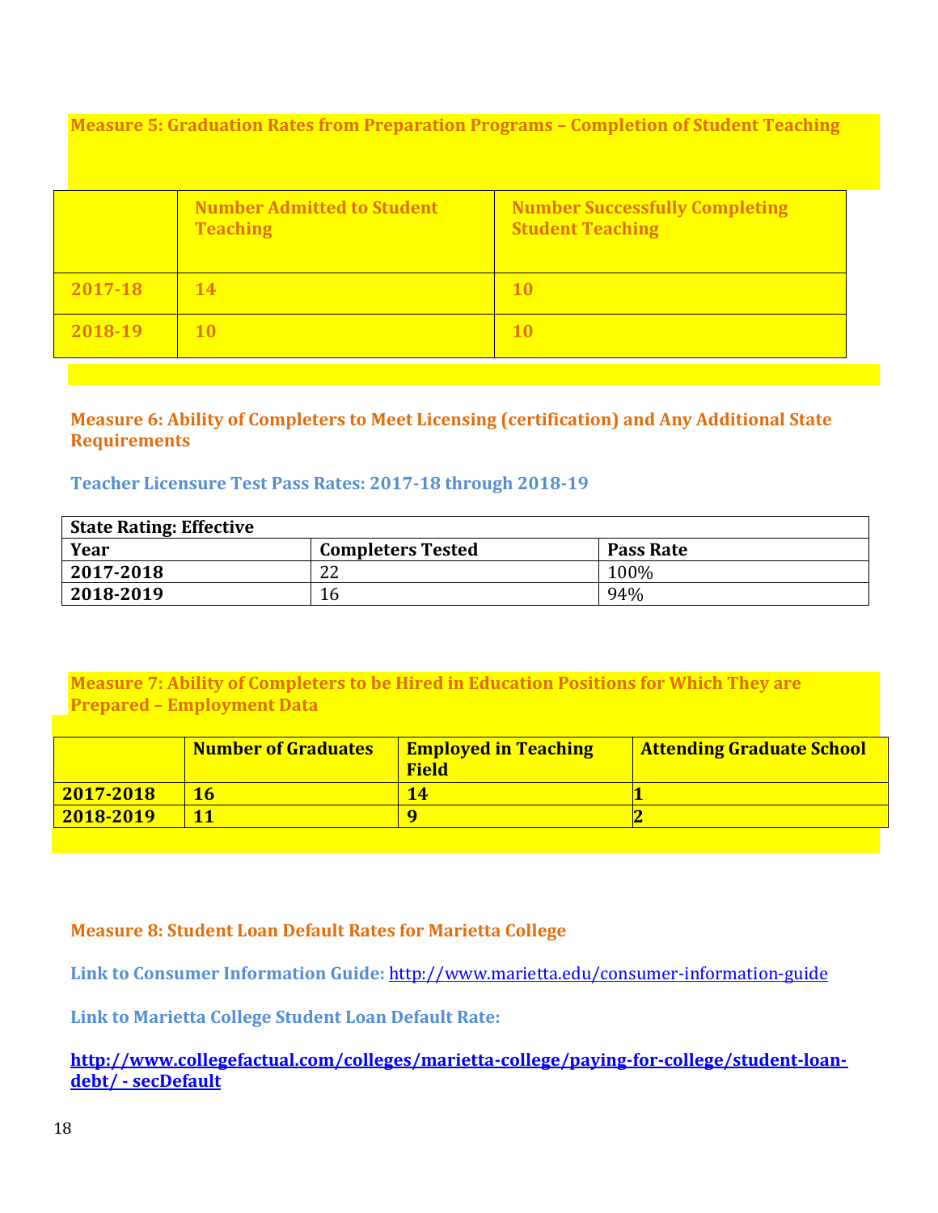### Measure 5: Graduation Rates from Preparation Programs – Completion of Student Teaching

| | Number Admitted to Student Teaching | Number Successfully Completing Student Teaching |
|---|---|---|
| 2017-18 | 14 | 10 |
| 2018-19 | 10 | 10 |

### Measure 6: Ability of Completers to Meet Licensing (certification) and Any Additional State Requirements

#### Teacher Licensure Test Pass Rates: 2017-18 through 2018-19

| State Rating: Effective | | |
|---|---|---|
| **Year** | **Completers Tested** | **Pass Rate** |
| **2017-2018** | 22 | 100% |
| **2018-2019** | 16 | 94% |

### Measure 7: Ability of Completers to be Hired in Education Positions for Which They are Prepared – Employment Data

| | Number of Graduates | Employed in Teaching Field | Attending Graduate School |
|---|---|---|---|
| 2017-2018 | 16 | 14 | 1 |
| 2018-2019 | 11 | 9 | 2 |

### Measure 8: Student Loan Default Rates for Marietta College

**Link to Consumer Information Guide:** http://www.marietta.edu/consumer-information-guide

**Link to Marietta College Student Loan Default Rate:**

**http://www.collegefactual.com/colleges/marietta-college/paying-for-college/student-loan-debt/ - secDefault**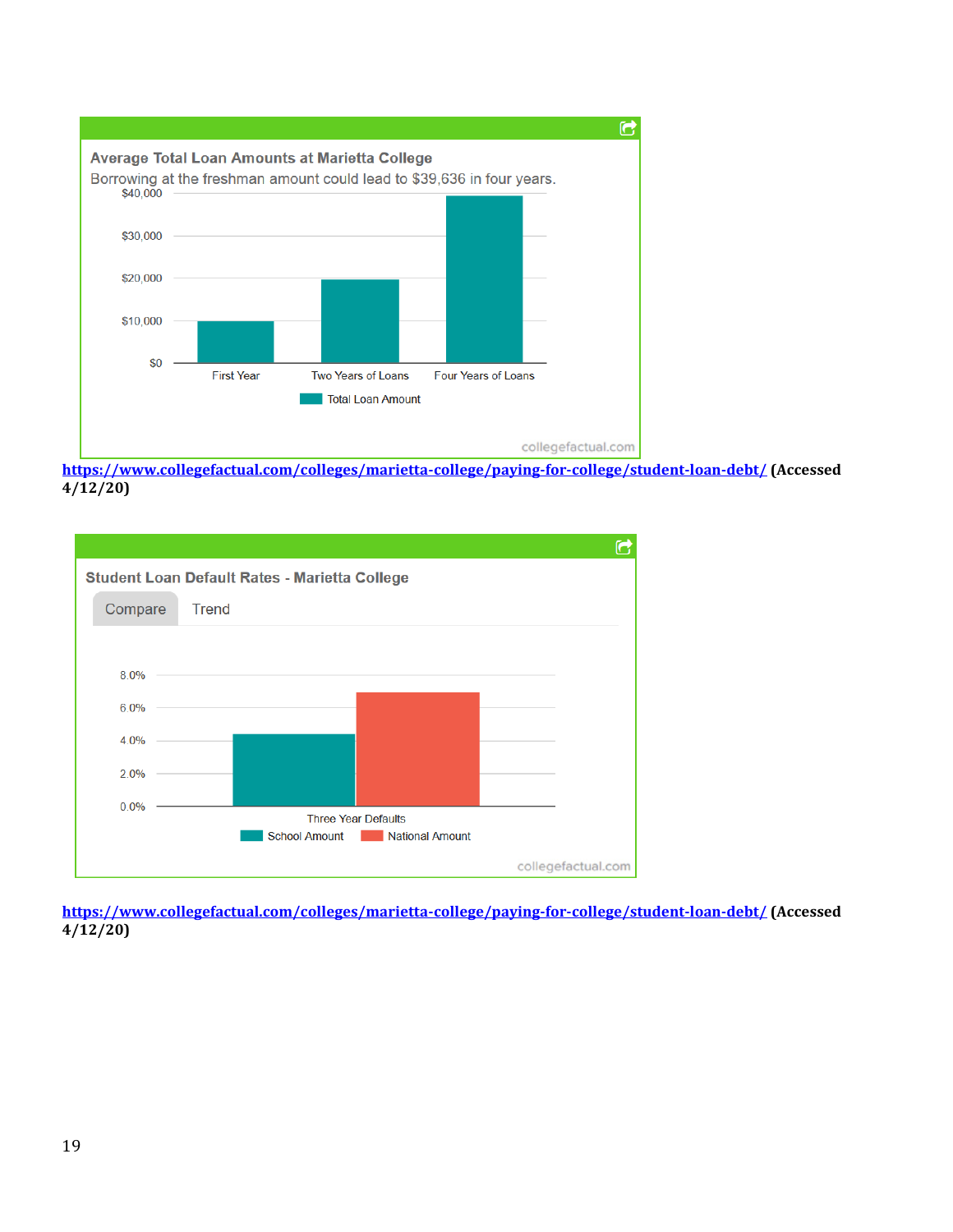**Average Total Loan Amounts at Marietta College**

Borrowing at the freshman amount could lead to $39,636 in four years.

| | Total Loan Amount |
|---|---|
| First Year | ~$10,000 |
| Two Years of Loans | ~$20,000 |
| Four Years of Loans | ~$39,636 |

collegefactual.com

[https://www.collegefactual.com/colleges/marietta-college/paying-for-college/student-loan-debt/](https://www.collegefactual.com/colleges/marietta-college/paying-for-college/student-loan-debt/) **(Accessed 4/12/20)**

**Student Loan Default Rates - Marietta College**

Compare | Trend

| | School Amount | National Amount |
|---|---|---|
| Three Year Defaults | ~4.4% | ~6.9% |

collegefactual.com

[https://www.collegefactual.com/colleges/marietta-college/paying-for-college/student-loan-debt/](https://www.collegefactual.com/colleges/marietta-college/paying-for-college/student-loan-debt/) **(Accessed 4/12/20)**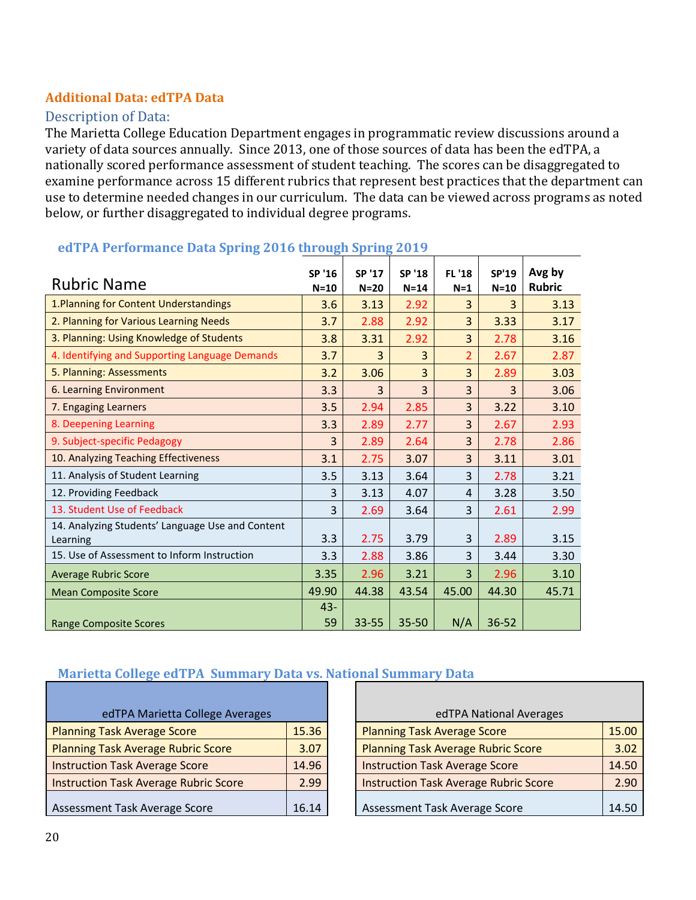## Additional Data: edTPA Data

### Description of Data:

The Marietta College Education Department engages in programmatic review discussions around a variety of data sources annually. Since 2013, one of those sources of data has been the edTPA, a nationally scored performance assessment of student teaching. The scores can be disaggregated to examine performance across 15 different rubrics that represent best practices that the department can use to determine needed changes in our curriculum. The data can be viewed across programs as noted below, or further disaggregated to individual degree programs.

### edTPA Performance Data Spring 2016 through Spring 2019

| Rubric Name | SP '16 N=10 | SP '17 N=20 | SP '18 N=14 | FL '18 N=1 | SP'19 N=10 | Avg by Rubric |
|---|---|---|---|---|---|---|
| 1.Planning for Content Understandings | 3.6 | 3.13 | 2.92 | 3 | 3 | 3.13 |
| 2. Planning for Various Learning Needs | 3.7 | 2.88 | 2.92 | 3 | 3.33 | 3.17 |
| 3. Planning: Using Knowledge of Students | 3.8 | 3.31 | 2.92 | 3 | 2.78 | 3.16 |
| 4. Identifying and Supporting Language Demands | 3.7 | 3 | 3 | 2 | 2.67 | 2.87 |
| 5. Planning: Assessments | 3.2 | 3.06 | 3 | 3 | 2.89 | 3.03 |
| 6. Learning Environment | 3.3 | 3 | 3 | 3 | 3 | 3.06 |
| 7. Engaging Learners | 3.5 | 2.94 | 2.85 | 3 | 3.22 | 3.10 |
| 8. Deepening Learning | 3.3 | 2.89 | 2.77 | 3 | 2.67 | 2.93 |
| 9. Subject-specific Pedagogy | 3 | 2.89 | 2.64 | 3 | 2.78 | 2.86 |
| 10. Analyzing Teaching Effectiveness | 3.1 | 2.75 | 3.07 | 3 | 3.11 | 3.01 |
| 11. Analysis of Student Learning | 3.5 | 3.13 | 3.64 | 3 | 2.78 | 3.21 |
| 12. Providing Feedback | 3 | 3.13 | 4.07 | 4 | 3.28 | 3.50 |
| 13. Student Use of Feedback | 3 | 2.69 | 3.64 | 3 | 2.61 | 2.99 |
| 14. Analyzing Students' Language Use and Content Learning | 3.3 | 2.75 | 3.79 | 3 | 2.89 | 3.15 |
| 15. Use of Assessment to Inform Instruction | 3.3 | 2.88 | 3.86 | 3 | 3.44 | 3.30 |
| Average Rubric Score | 3.35 | 2.96 | 3.21 | 3 | 2.96 | 3.10 |
| Mean Composite Score | 49.90 | 44.38 | 43.54 | 45.00 | 44.30 | 45.71 |
| Range Composite Scores | 43-59 | 33-55 | 35-50 | N/A | 36-52 | |

### Marietta College edTPA Summary Data vs. National Summary Data

| edTPA Marietta College Averages | |
|---|---|
| Planning Task Average Score | 15.36 |
| Planning Task Average Rubric Score | 3.07 |
| Instruction Task Average Score | 14.96 |
| Instruction Task Average Rubric Score | 2.99 |
| Assessment Task Average Score | 16.14 |

| edTPA National Averages | |
|---|---|
| Planning Task Average Score | 15.00 |
| Planning Task Average Rubric Score | 3.02 |
| Instruction Task Average Score | 14.50 |
| Instruction Task Average Rubric Score | 2.90 |
| Assessment Task Average Score | 14.50 |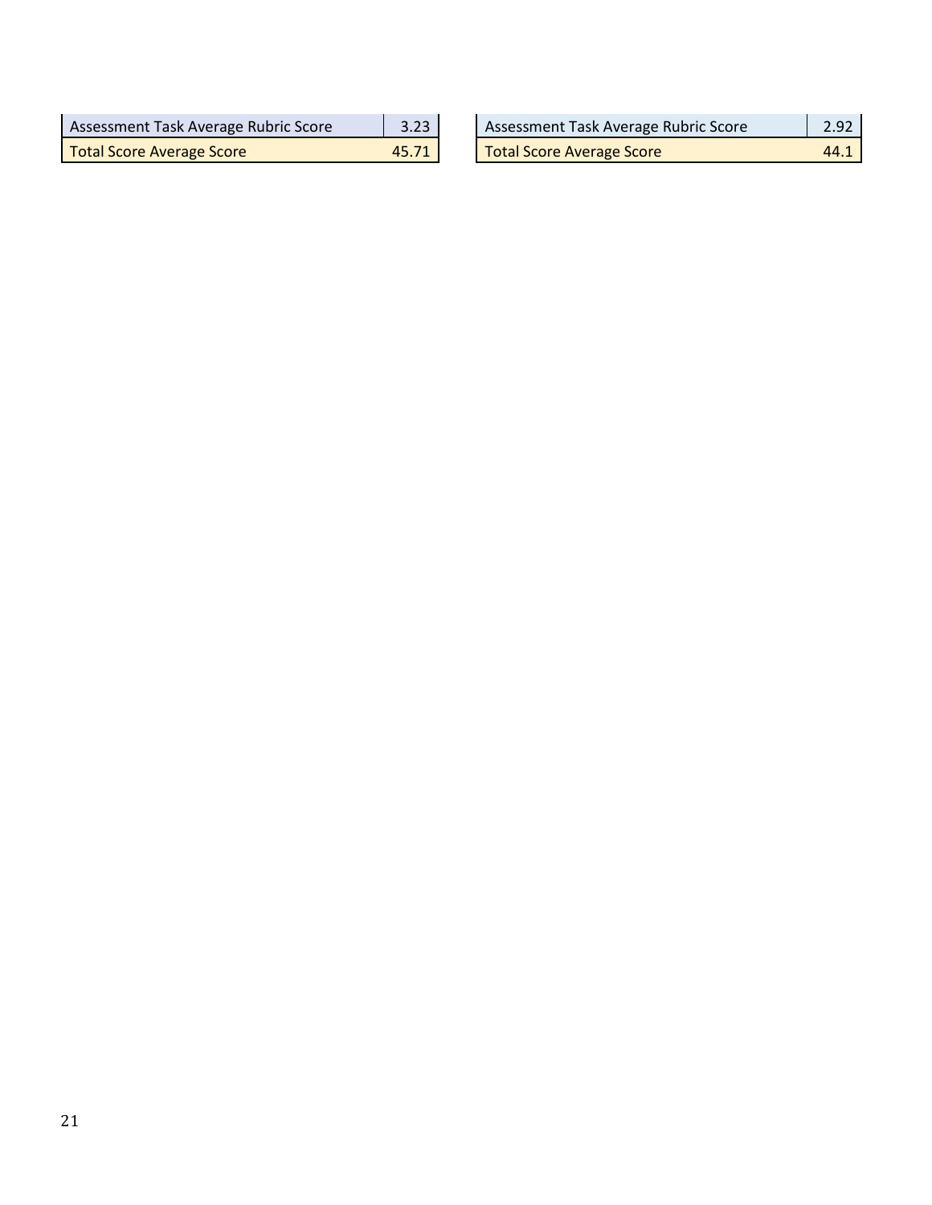| | |
|---|---|
| Assessment Task Average Rubric Score | 3.23 |
| Total Score Average Score | 45.71 |

| | |
|---|---|
| Assessment Task Average Rubric Score | 2.92 |
| Total Score Average Score | 44.1 |